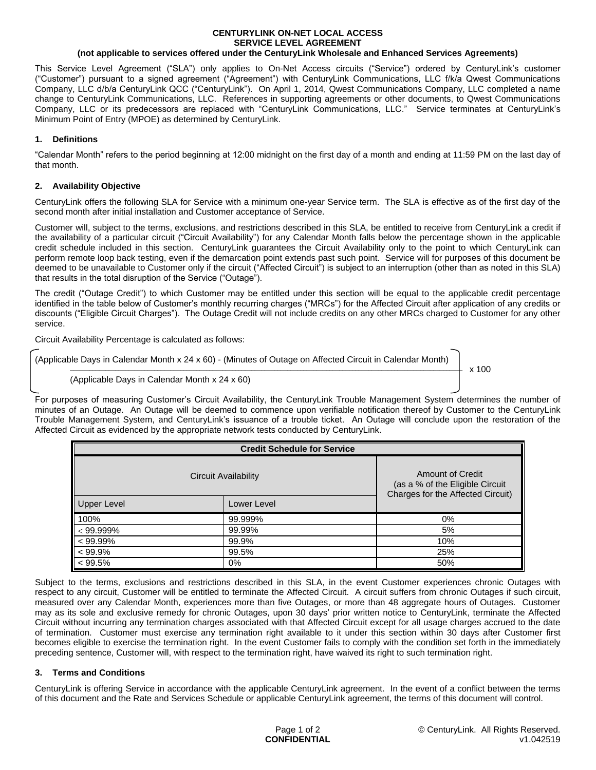# CENTURYLINK ON-NET LOCAL ACCESS SERVICE LEVEL AGREEMENT

**(not applicable to services offered under the CenturyLink Wholesale and Enhanced Services Agreements)**

This Service Level Agreement ("SLA") only applies to On-Net Access circuits ("Service") ordered by CenturyLink's customer ("Customer") pursuant to a signed agreement ("Agreement") with CenturyLink Communications, LLC f/k/a Qwest Communications Company, LLC d/b/a CenturyLink QCC ("CenturyLink"). On April 1, 2014, Qwest Communications Company, LLC completed a name change to CenturyLink Communications, LLC. References in supporting agreements or other documents, to Qwest Communications Company, LLC or its predecessors are replaced with "CenturyLink Communications, LLC." Service terminates at CenturyLink's Minimum Point of Entry (MPOE) as determined by CenturyLink.

## 1. Definitions

"Calendar Month" refers to the period beginning at 12:00 midnight on the first day of a month and ending at 11:59 PM on the last day of that month.

## 2. Availability Objective

CenturyLink offers the following SLA for Service with a minimum one-year Service term. The SLA is effective as of the first day of the second month after initial installation and Customer acceptance of Service.

Customer will, subject to the terms, exclusions, and restrictions described in this SLA, be entitled to receive from CenturyLink a credit if the availability of a particular circuit ("Circuit Availability") for any Calendar Month falls below the percentage shown in the applicable credit schedule included in this section. CenturyLink guarantees the Circuit Availability only to the point to which CenturyLink can perform remote loop back testing, even if the demarcation point extends past such point. Service will for purposes of this document be deemed to be unavailable to Customer only if the circuit ("Affected Circuit") is subject to an interruption (other than as noted in this SLA) that results in the total disruption of the Service ("Outage").

The credit ("Outage Credit") to which Customer may be entitled under this section will be equal to the applicable credit percentage identified in the table below of Customer's monthly recurring charges ("MRCs") for the Affected Circuit after application of any credits or discounts ("Eligible Circuit Charges"). The Outage Credit will not include credits on any other MRCs charged to Customer for any other service.

Circuit Availability Percentage is calculated as follows:

$$\left( \frac{(\text{Applicable Days in Calendar Month} \times 24 \times 60) - (\text{Minutes of Outage on Affected Circuit in Calendar Month})}{(\text{Applicable Days in Calendar Month} \times 24 \times 60)} \right) \times 100$$

For purposes of measuring Customer's Circuit Availability, the CenturyLink Trouble Management System determines the number of minutes of an Outage. An Outage will be deemed to commence upon verifiable notification thereof by Customer to the CenturyLink Trouble Management System, and CenturyLink's issuance of a trouble ticket. An Outage will conclude upon the restoration of the Affected Circuit as evidenced by the appropriate network tests conducted by CenturyLink.

| Credit Schedule for Service | | |
|---|---|---|
| Circuit Availability | | Amount of Credit (as a % of the Eligible Circuit Charges for the Affected Circuit) |
| Upper Level | Lower Level | |
| 100% | 99.999% | 0% |
| < 99.999% | 99.99% | 5% |
| < 99.99% | 99.9% | 10% |
| < 99.9% | 99.5% | 25% |
| < 99.5% | 0% | 50% |

Subject to the terms, exclusions and restrictions described in this SLA, in the event Customer experiences chronic Outages with respect to any circuit, Customer will be entitled to terminate the Affected Circuit. A circuit suffers from chronic Outages if such circuit, measured over any Calendar Month, experiences more than five Outages, or more than 48 aggregate hours of Outages. Customer may as its sole and exclusive remedy for chronic Outages, upon 30 days' prior written notice to CenturyLink, terminate the Affected Circuit without incurring any termination charges associated with that Affected Circuit except for all usage charges accrued to the date of termination. Customer must exercise any termination right available to it under this section within 30 days after Customer first becomes eligible to exercise the termination right. In the event Customer fails to comply with the condition set forth in the immediately preceding sentence, Customer will, with respect to the termination right, have waived its right to such termination right.

## 3. Terms and Conditions

CenturyLink is offering Service in accordance with the applicable CenturyLink agreement. In the event of a conflict between the terms of this document and the Rate and Services Schedule or applicable CenturyLink agreement, the terms of this document will control.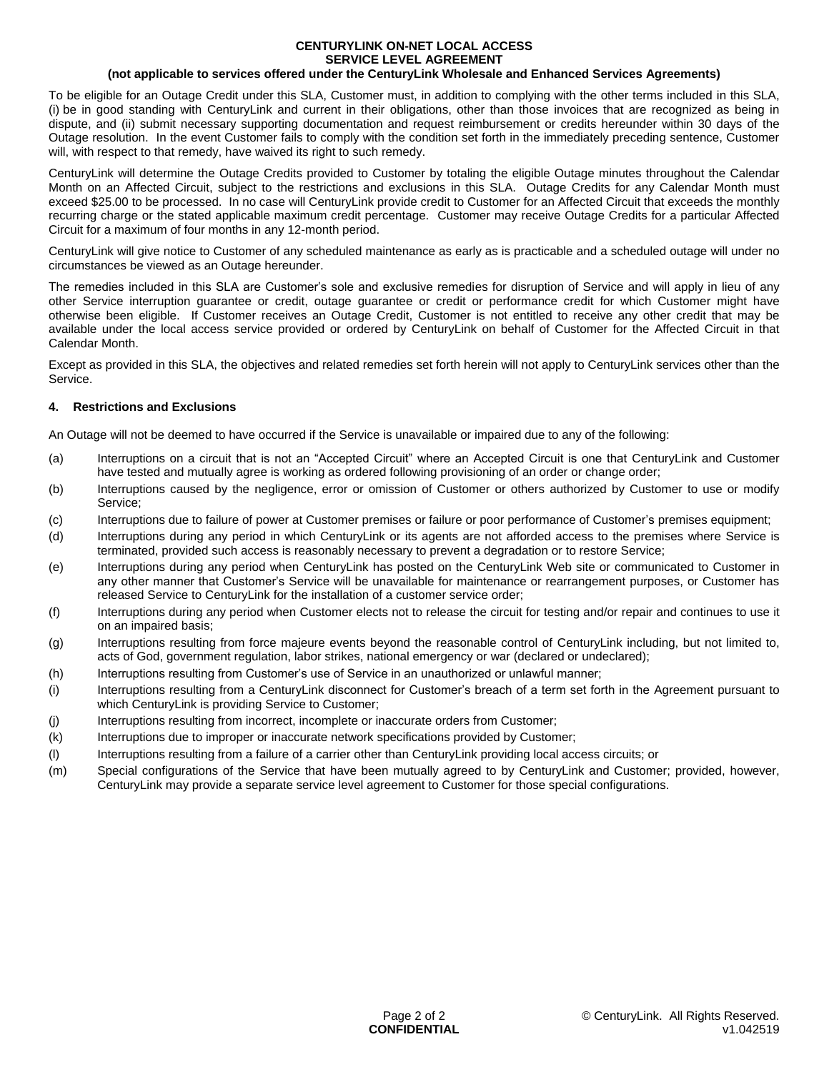**CENTURYLINK ON-NET LOCAL ACCESS**
**SERVICE LEVEL AGREEMENT**
**(not applicable to services offered under the CenturyLink Wholesale and Enhanced Services Agreements)**

To be eligible for an Outage Credit under this SLA, Customer must, in addition to complying with the other terms included in this SLA, (i) be in good standing with CenturyLink and current in their obligations, other than those invoices that are recognized as being in dispute, and (ii) submit necessary supporting documentation and request reimbursement or credits hereunder within 30 days of the Outage resolution. In the event Customer fails to comply with the condition set forth in the immediately preceding sentence, Customer will, with respect to that remedy, have waived its right to such remedy.

CenturyLink will determine the Outage Credits provided to Customer by totaling the eligible Outage minutes throughout the Calendar Month on an Affected Circuit, subject to the restrictions and exclusions in this SLA. Outage Credits for any Calendar Month must exceed $25.00 to be processed. In no case will CenturyLink provide credit to Customer for an Affected Circuit that exceeds the monthly recurring charge or the stated applicable maximum credit percentage. Customer may receive Outage Credits for a particular Affected Circuit for a maximum of four months in any 12-month period.

CenturyLink will give notice to Customer of any scheduled maintenance as early as is practicable and a scheduled outage will under no circumstances be viewed as an Outage hereunder.

The remedies included in this SLA are Customer's sole and exclusive remedies for disruption of Service and will apply in lieu of any other Service interruption guarantee or credit, outage guarantee or credit or performance credit for which Customer might have otherwise been eligible. If Customer receives an Outage Credit, Customer is not entitled to receive any other credit that may be available under the local access service provided or ordered by CenturyLink on behalf of Customer for the Affected Circuit in that Calendar Month.

Except as provided in this SLA, the objectives and related remedies set forth herein will not apply to CenturyLink services other than the Service.

### 4. Restrictions and Exclusions

An Outage will not be deemed to have occurred if the Service is unavailable or impaired due to any of the following:

(a) Interruptions on a circuit that is not an "Accepted Circuit" where an Accepted Circuit is one that CenturyLink and Customer have tested and mutually agree is working as ordered following provisioning of an order or change order;

(b) Interruptions caused by the negligence, error or omission of Customer or others authorized by Customer to use or modify Service;

(c) Interruptions due to failure of power at Customer premises or failure or poor performance of Customer's premises equipment;

(d) Interruptions during any period in which CenturyLink or its agents are not afforded access to the premises where Service is terminated, provided such access is reasonably necessary to prevent a degradation or to restore Service;

(e) Interruptions during any period when CenturyLink has posted on the CenturyLink Web site or communicated to Customer in any other manner that Customer's Service will be unavailable for maintenance or rearrangement purposes, or Customer has released Service to CenturyLink for the installation of a customer service order;

(f) Interruptions during any period when Customer elects not to release the circuit for testing and/or repair and continues to use it on an impaired basis;

(g) Interruptions resulting from force majeure events beyond the reasonable control of CenturyLink including, but not limited to, acts of God, government regulation, labor strikes, national emergency or war (declared or undeclared);

(h) Interruptions resulting from Customer's use of Service in an unauthorized or unlawful manner;

(i) Interruptions resulting from a CenturyLink disconnect for Customer's breach of a term set forth in the Agreement pursuant to which CenturyLink is providing Service to Customer;

(j) Interruptions resulting from incorrect, incomplete or inaccurate orders from Customer;

(k) Interruptions due to improper or inaccurate network specifications provided by Customer;

(l) Interruptions resulting from a failure of a carrier other than CenturyLink providing local access circuits; or

(m) Special configurations of the Service that have been mutually agreed to by CenturyLink and Customer; provided, however, CenturyLink may provide a separate service level agreement to Customer for those special configurations.